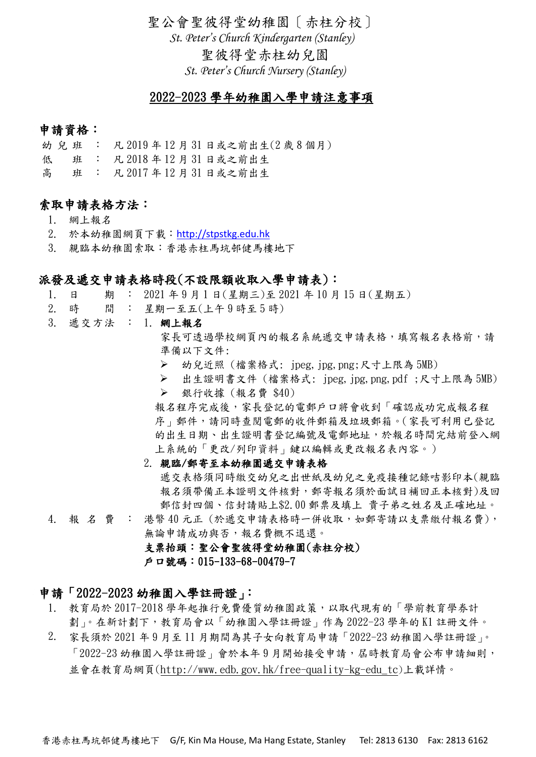# 聖公會聖彼得堂幼稚園〔赤柱分校〕

*St. Peter's Church Kindergarten (Stanley)*

# 聖彼得堂赤柱幼兒園

*St. Peter's Church Nursery (Stanley)*

## 2022-2023 學年幼稚園入學申請注意事項

### 申請資格：

幼兒班 ： 凡 2019 年 12 月 31 日或之前出生(2 歲 8 個月)
低　班 ： 凡 2018 年 12 月 31 日或之前出生
高　班 ： 凡 2017 年 12 月 31 日或之前出生

### 索取申請表格方法：

1. 網上報名
2. 於本幼稚園網頁下載：http://stpstkg.edu.hk
3. 親臨本幼稚園索取：香港赤柱馬坑邨健馬樓地下

### 派發及遞交申請表格時段(不設限額收取入學申請表)：

1. 日　期 ： 2021 年 9 月 1 日(星期三)至 2021 年 10 月 15 日(星期五)
2. 時　間 ： 星期一至五(上午 9 時至 5 時)
3. 遞交方法 ：
   1. **網上報名**

      家長可透過學校網頁內的報名系統遞交申請表格，填寫報名表格前，請準備以下文件:

      - 幼兒近照 (檔案格式: jpeg, jpg, png;尺寸上限為 5MB)
      - 出生證明書文件 (檔案格式: jpeg, jpg, png, pdf ;尺寸上限為 5MB)
      - 銀行收據 (報名費 $40)

      報名程序完成後，家長登記的電郵戶口將會收到「確認成功完成報名程序」郵件，請同時查閱電郵的收件郵箱及垃圾郵箱。(家長可利用已登記的出生日期、出生證明書登記編號及電郵地址，於報名時間完結前登入網上系統的「更改/列印資料」鍵以編輯或更改報名表內容。)

   2. **親臨/郵寄至本幼稚園遞交申請表格**

      遞交表格須同時繳交幼兒之出世紙及幼兒之免疫接種記錄咭影印本(親臨報名須帶備正本證明文件核對，郵寄報名須於面試日補回正本核對)及回郵信封四個、信封請貼上$2.00 郵票及填上 貴子弟之姓名及正確地址。

4. 報名費 ： 港幣 40 元正 (於遞交申請表格時一併收取，如郵寄請以支票繳付報名費)，無論申請成功與否，報名費概不退還。

   **支票抬頭：聖公會聖彼得堂幼稚園(赤柱分校)**

   **戶口號碼：015-133-68-00479-7**

### 申請「2022-2023 幼稚園入學註冊證」：

1. 教育局於 2017-2018 學年起推行免費優質幼稚園政策，以取代現有的「學前教育學券計劃」。在新計劃下，教育局會以「幼稚園入學註冊證」作為 2022-23 學年的 K1 註冊文件。
2. 家長須於 2021 年 9 月至 11 月期間為其子女向教育局申請「2022-23 幼稚園入學註冊證」。「2022-23 幼稚園入學註冊證」會於本年 9 月開始接受申請，屆時教育局會公布申請細則，並會在教育局網頁(http://www.edb.gov.hk/free-quality-kg-edu_tc)上載詳情。

香港赤柱馬坑邨健馬樓地下　G/F, Kin Ma House, Ma Hang Estate, Stanley　Tel: 2813 6130　Fax: 2813 6162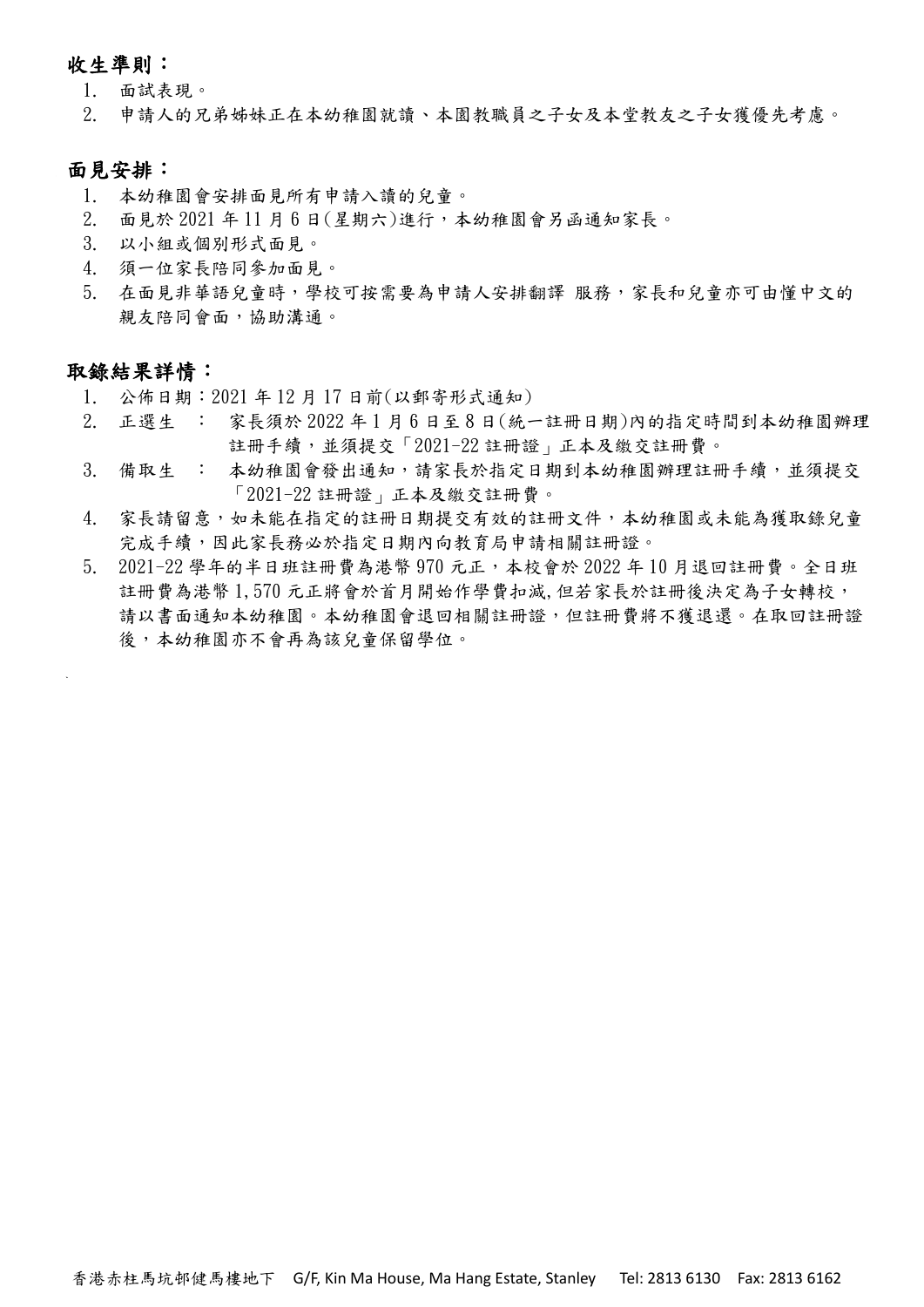## 收生準則：

1. 面試表現。
2. 申請人的兄弟姊妹正在本幼稚園就讀、本園教職員之子女及本堂教友之子女獲優先考慮。

## 面見安排：

1. 本幼稚園會安排面見所有申請入讀的兒童。
2. 面見於 2021 年 11 月 6 日(星期六)進行，本幼稚園會另函通知家長。
3. 以小組或個別形式面見。
4. 須一位家長陪同參加面見。
5. 在面見非華語兒童時，學校可按需要為申請人安排翻譯 服務，家長和兒童亦可由懂中文的親友陪同會面，協助溝通。

## 取錄結果詳情：

1. 公佈日期：2021 年 12 月 17 日前(以郵寄形式通知)
2. 正選生 ： 家長須於 2022 年 1 月 6 日至 8 日(統一註冊日期)內的指定時間到本幼稚園辦理註冊手續，並須提交「2021-22 註冊證」正本及繳交註冊費。
3. 備取生 ： 本幼稚園會發出通知，請家長於指定日期到本幼稚園辦理註冊手續，並須提交「2021-22 註冊證」正本及繳交註冊費。
4. 家長請留意，如未能在指定的註冊日期提交有效的註冊文件，本幼稚園或未能為獲取錄兒童完成手續，因此家長務必於指定日期內向教育局申請相關註冊證。
5. 2021-22 學年的半日班註冊費為港幣 970 元正，本校會於 2022 年 10 月退回註冊費。全日班註冊費為港幣 1,570 元正將會於首月開始作學費扣減,但若家長於註冊後決定為子女轉校，請以書面通知本幼稚園。本幼稚園會退回相關註冊證，但註冊費將不獲退還。在取回註冊證後，本幼稚園亦不會再為該兒童保留學位。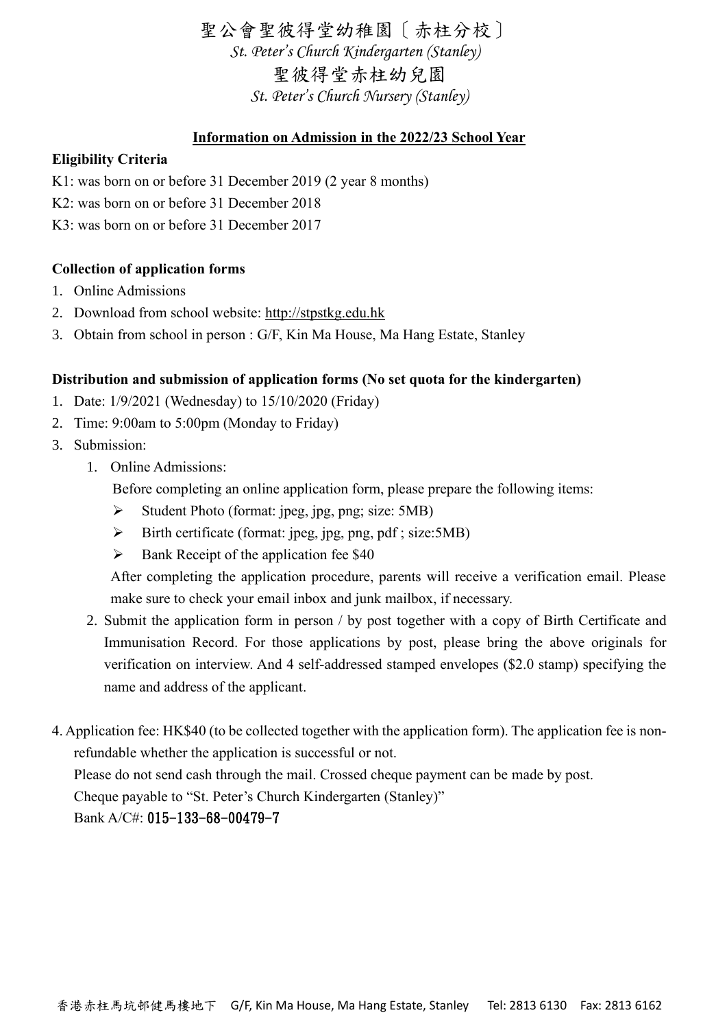# 聖公會聖彼得堂幼稚園〔赤柱分校〕

*St. Peter's Church Kindergarten (Stanley)*

# 聖彼得堂赤柱幼兒園

*St. Peter's Church Nursery (Stanley)*

## Information on Admission in the 2022/23 School Year

**Eligibility Criteria**

K1: was born on or before 31 December 2019 (2 year 8 months)

K2: was born on or before 31 December 2018

K3: was born on or before 31 December 2017

**Collection of application forms**

1. Online Admissions
2. Download from school website: http://stpstkg.edu.hk
3. Obtain from school in person : G/F, Kin Ma House, Ma Hang Estate, Stanley

**Distribution and submission of application forms (No set quota for the kindergarten)**

1. Date: 1/9/2021 (Wednesday) to 15/10/2020 (Friday)
2. Time: 9:00am to 5:00pm (Monday to Friday)
3. Submission:
   1. Online Admissions:

      Before completing an online application form, please prepare the following items:

      - Student Photo (format: jpeg, jpg, png; size: 5MB)
      - Birth certificate (format: jpeg, jpg, png, pdf ; size:5MB)
      - Bank Receipt of the application fee $40

      After completing the application procedure, parents will receive a verification email. Please make sure to check your email inbox and junk mailbox, if necessary.
   2. Submit the application form in person / by post together with a copy of Birth Certificate and Immunisation Record. For those applications by post, please bring the above originals for verification on interview. And 4 self-addressed stamped envelopes ($2.0 stamp) specifying the name and address of the applicant.

4. Application fee: HK$40 (to be collected together with the application form). The application fee is non-refundable whether the application is successful or not.

   Please do not send cash through the mail. Crossed cheque payment can be made by post.

   Cheque payable to "St. Peter's Church Kindergarten (Stanley)"

   Bank A/C#: 015-133-68-00479-7

香港赤柱馬坑邨健馬樓地下 G/F, Kin Ma House, Ma Hang Estate, Stanley Tel: 2813 6130 Fax: 2813 6162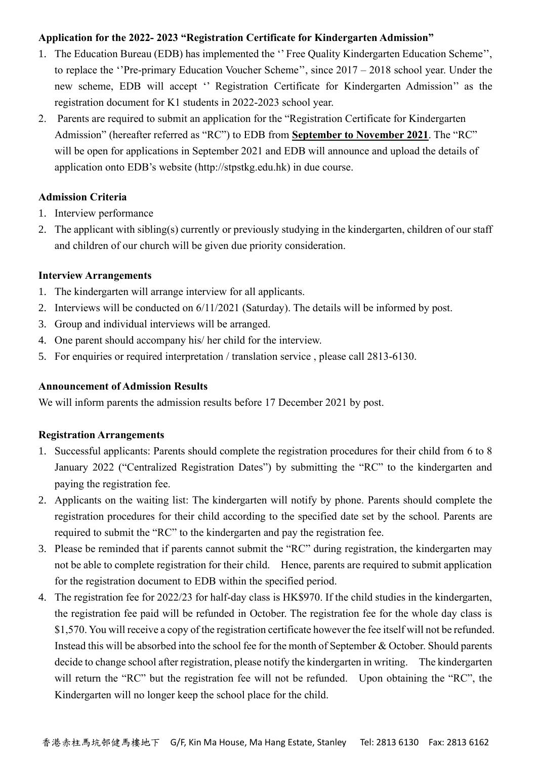**Application for the 2022- 2023 "Registration Certificate for Kindergarten Admission"**

1. The Education Bureau (EDB) has implemented the '' Free Quality Kindergarten Education Scheme'', to replace the ''Pre-primary Education Voucher Scheme'', since 2017 – 2018 school year. Under the new scheme, EDB will accept '' Registration Certificate for Kindergarten Admission'' as the registration document for K1 students in 2022-2023 school year.
2. Parents are required to submit an application for the "Registration Certificate for Kindergarten Admission" (hereafter referred as "RC") to EDB from **September to November 2021**. The "RC" will be open for applications in September 2021 and EDB will announce and upload the details of application onto EDB's website (http://stpstkg.edu.hk) in due course.

**Admission Criteria**

1. Interview performance
2. The applicant with sibling(s) currently or previously studying in the kindergarten, children of our staff and children of our church will be given due priority consideration.

**Interview Arrangements**

1. The kindergarten will arrange interview for all applicants.
2. Interviews will be conducted on 6/11/2021 (Saturday). The details will be informed by post.
3. Group and individual interviews will be arranged.
4. One parent should accompany his/ her child for the interview.
5. For enquiries or required interpretation / translation service , please call 2813-6130.

**Announcement of Admission Results**

We will inform parents the admission results before 17 December 2021 by post.

**Registration Arrangements**

1. Successful applicants: Parents should complete the registration procedures for their child from 6 to 8 January 2022 ("Centralized Registration Dates") by submitting the "RC" to the kindergarten and paying the registration fee.
2. Applicants on the waiting list: The kindergarten will notify by phone. Parents should complete the registration procedures for their child according to the specified date set by the school. Parents are required to submit the "RC" to the kindergarten and pay the registration fee.
3. Please be reminded that if parents cannot submit the "RC" during registration, the kindergarten may not be able to complete registration for their child. Hence, parents are required to submit application for the registration document to EDB within the specified period.
4. The registration fee for 2022/23 for half-day class is HK$970. If the child studies in the kindergarten, the registration fee paid will be refunded in October. The registration fee for the whole day class is $1,570. You will receive a copy of the registration certificate however the fee itself will not be refunded. Instead this will be absorbed into the school fee for the month of September & October. Should parents decide to change school after registration, please notify the kindergarten in writing. The kindergarten will return the "RC" but the registration fee will not be refunded. Upon obtaining the "RC", the Kindergarten will no longer keep the school place for the child.

香港赤柱馬坑邨健馬樓地下 G/F, Kin Ma House, Ma Hang Estate, Stanley Tel: 2813 6130 Fax: 2813 6162